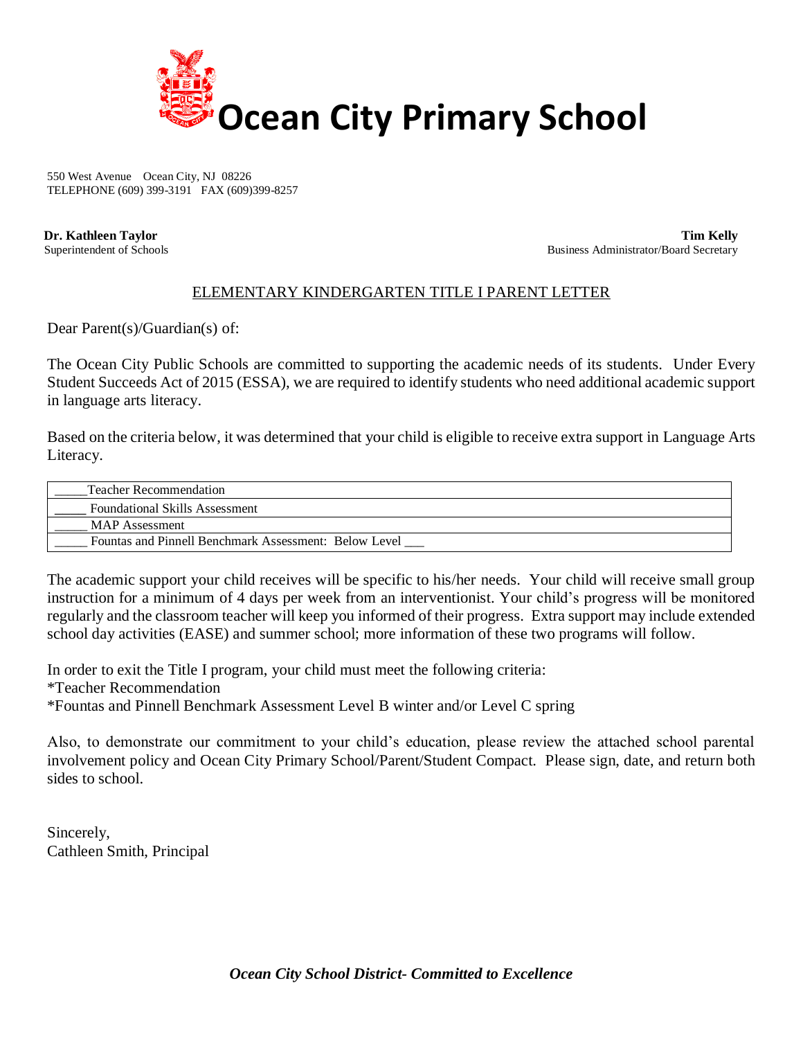# Ocean City Primary School

550 West Avenue Ocean City, NJ 08226
TELEPHONE (609) 399-3191 FAX (609)399-8257

**Dr. Kathleen Taylor**
Superintendent of Schools

**Tim Kelly**
Business Administrator/Board Secretary

ELEMENTARY KINDERGARTEN TITLE I PARENT LETTER

Dear Parent(s)/Guardian(s) of:

The Ocean City Public Schools are committed to supporting the academic needs of its students. Under Every Student Succeeds Act of 2015 (ESSA), we are required to identify students who need additional academic support in language arts literacy.

Based on the criteria below, it was determined that your child is eligible to receive extra support in Language Arts Literacy.

| _____Teacher Recommendation |
|---|
| _____ Foundational Skills Assessment |
| _____ MAP Assessment |
| _____ Fountas and Pinnell Benchmark Assessment: Below Level ___ |

The academic support your child receives will be specific to his/her needs. Your child will receive small group instruction for a minimum of 4 days per week from an interventionist. Your child's progress will be monitored regularly and the classroom teacher will keep you informed of their progress. Extra support may include extended school day activities (EASE) and summer school; more information of these two programs will follow.

In order to exit the Title I program, your child must meet the following criteria:
*Teacher Recommendation
*Fountas and Pinnell Benchmark Assessment Level B winter and/or Level C spring

Also, to demonstrate our commitment to your child's education, please review the attached school parental involvement policy and Ocean City Primary School/Parent/Student Compact. Please sign, date, and return both sides to school.

Sincerely,
Cathleen Smith, Principal

*Ocean City School District- Committed to Excellence*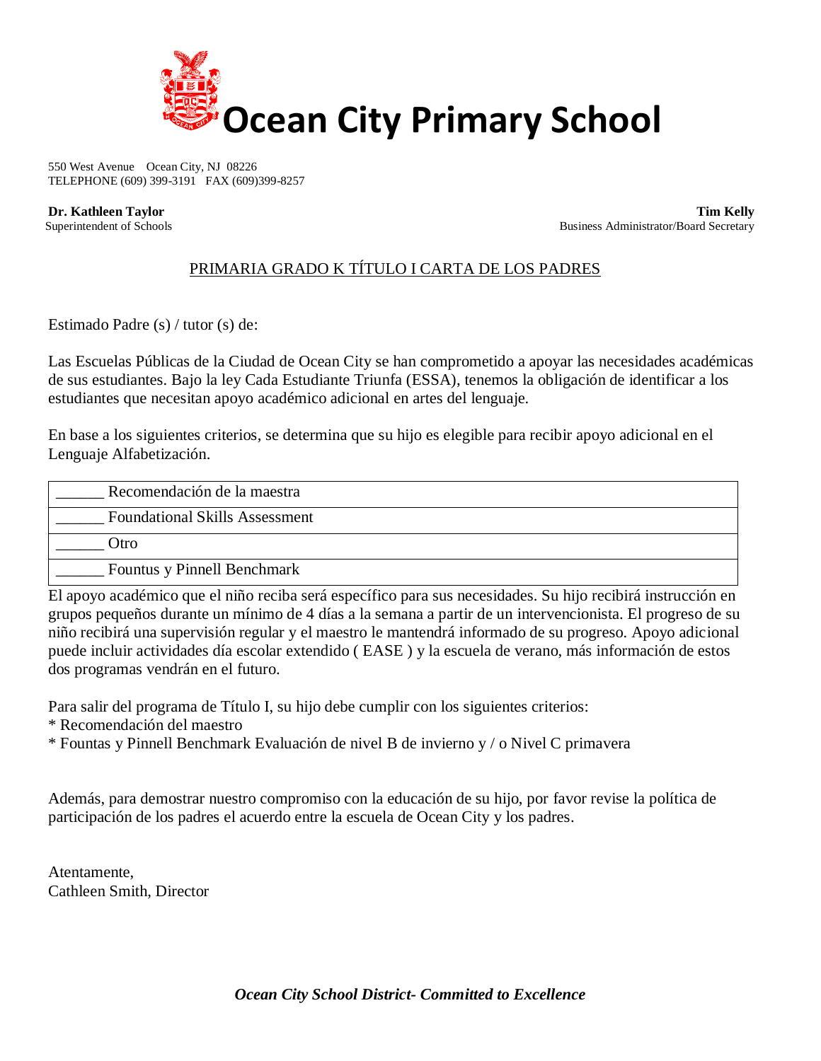# Ocean City Primary School

550 West Avenue Ocean City, NJ 08226
TELEPHONE (609) 399-3191 FAX (609)399-8257

**Dr. Kathleen Taylor**
Superintendent of Schools

**Tim Kelly**
Business Administrator/Board Secretary

## PRIMARIA GRADO K TÍTULO I CARTA DE LOS PADRES

Estimado Padre (s) / tutor (s) de:

Las Escuelas Públicas de la Ciudad de Ocean City se han comprometido a apoyar las necesidades académicas de sus estudiantes. Bajo la ley Cada Estudiante Triunfa (ESSA), tenemos la obligación de identificar a los estudiantes que necesitan apoyo académico adicional en artes del lenguaje.

En base a los siguientes criterios, se determina que su hijo es elegible para recibir apoyo adicional en el Lenguaje Alfabetización.

| |
|---|
| ______ Recomendación de la maestra |
| ______ Foundational Skills Assessment |
| ______ Otro |
| ______ Fountus y Pinnell Benchmark |

El apoyo académico que el niño reciba será específico para sus necesidades. Su hijo recibirá instrucción en grupos pequeños durante un mínimo de 4 días a la semana a partir de un intervencionista. El progreso de su niño recibirá una supervisión regular y el maestro le mantendrá informado de su progreso. Apoyo adicional puede incluir actividades día escolar extendido ( EASE ) y la escuela de verano, más información de estos dos programas vendrán en el futuro.

Para salir del programa de Título I, su hijo debe cumplir con los siguientes criterios:
* Recomendación del maestro
* Fountas y Pinnell Benchmark Evaluación de nivel B de invierno y / o Nivel C primavera

Además, para demostrar nuestro compromiso con la educación de su hijo, por favor revise la política de participación de los padres el acuerdo entre la escuela de Ocean City y los padres.

Atentamente,
Cathleen Smith, Director

***Ocean City School District- Committed to Excellence***